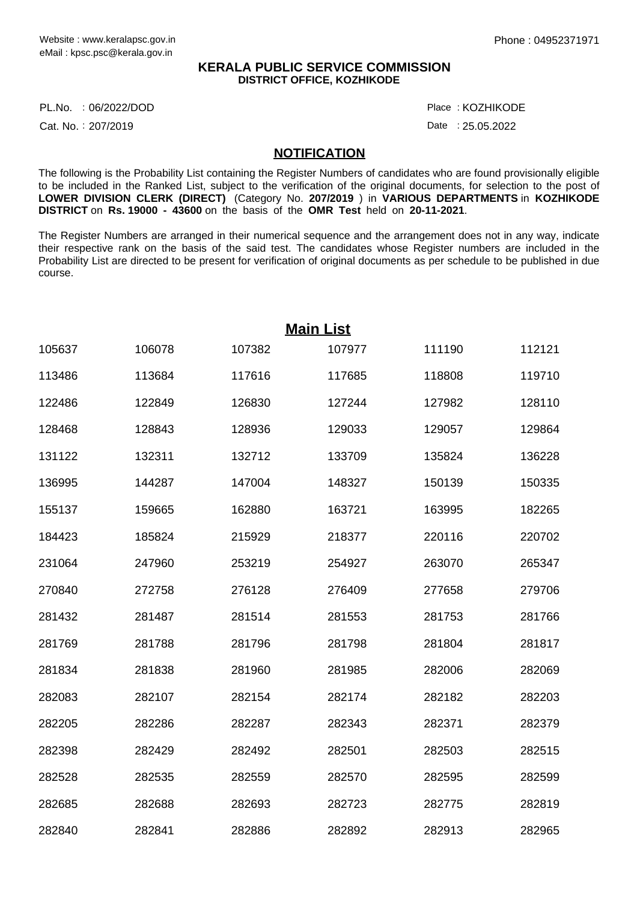Website : www.keralapsc.gov.in
eMail : kpsc.psc@kerala.gov.in

Phone : 04952371971

**KERALA PUBLIC SERVICE COMMISSION**
**DISTRICT OFFICE, KOZHIKODE**

PL.No. : 06/2022/DOD

Place : KOZHIKODE

Cat. No. : 207/2019

Date : 25.05.2022

## NOTIFICATION

The following is the Probability List containing the Register Numbers of candidates who are found provisionally eligible to be included in the Ranked List, subject to the verification of the original documents, for selection to the post of **LOWER DIVISION CLERK (DIRECT)** (Category No. **207/2019** ) in **VARIOUS DEPARTMENTS** in **KOZHIKODE DISTRICT** on **Rs. 19000 - 43600** on the basis of the **OMR Test** held on **20-11-2021**.

The Register Numbers are arranged in their numerical sequence and the arrangement does not in any way, indicate their respective rank on the basis of the said test. The candidates whose Register numbers are included in the Probability List are directed to be present for verification of original documents as per schedule to be published in due course.

### Main List

| | | | | | |
|---|---|---|---|---|---|
| 105637 | 106078 | 107382 | 107977 | 111190 | 112121 |
| 113486 | 113684 | 117616 | 117685 | 118808 | 119710 |
| 122486 | 122849 | 126830 | 127244 | 127982 | 128110 |
| 128468 | 128843 | 128936 | 129033 | 129057 | 129864 |
| 131122 | 132311 | 132712 | 133709 | 135824 | 136228 |
| 136995 | 144287 | 147004 | 148327 | 150139 | 150335 |
| 155137 | 159665 | 162880 | 163721 | 163995 | 182265 |
| 184423 | 185824 | 215929 | 218377 | 220116 | 220702 |
| 231064 | 247960 | 253219 | 254927 | 263070 | 265347 |
| 270840 | 272758 | 276128 | 276409 | 277658 | 279706 |
| 281432 | 281487 | 281514 | 281553 | 281753 | 281766 |
| 281769 | 281788 | 281796 | 281798 | 281804 | 281817 |
| 281834 | 281838 | 281960 | 281985 | 282006 | 282069 |
| 282083 | 282107 | 282154 | 282174 | 282182 | 282203 |
| 282205 | 282286 | 282287 | 282343 | 282371 | 282379 |
| 282398 | 282429 | 282492 | 282501 | 282503 | 282515 |
| 282528 | 282535 | 282559 | 282570 | 282595 | 282599 |
| 282685 | 282688 | 282693 | 282723 | 282775 | 282819 |
| 282840 | 282841 | 282886 | 282892 | 282913 | 282965 |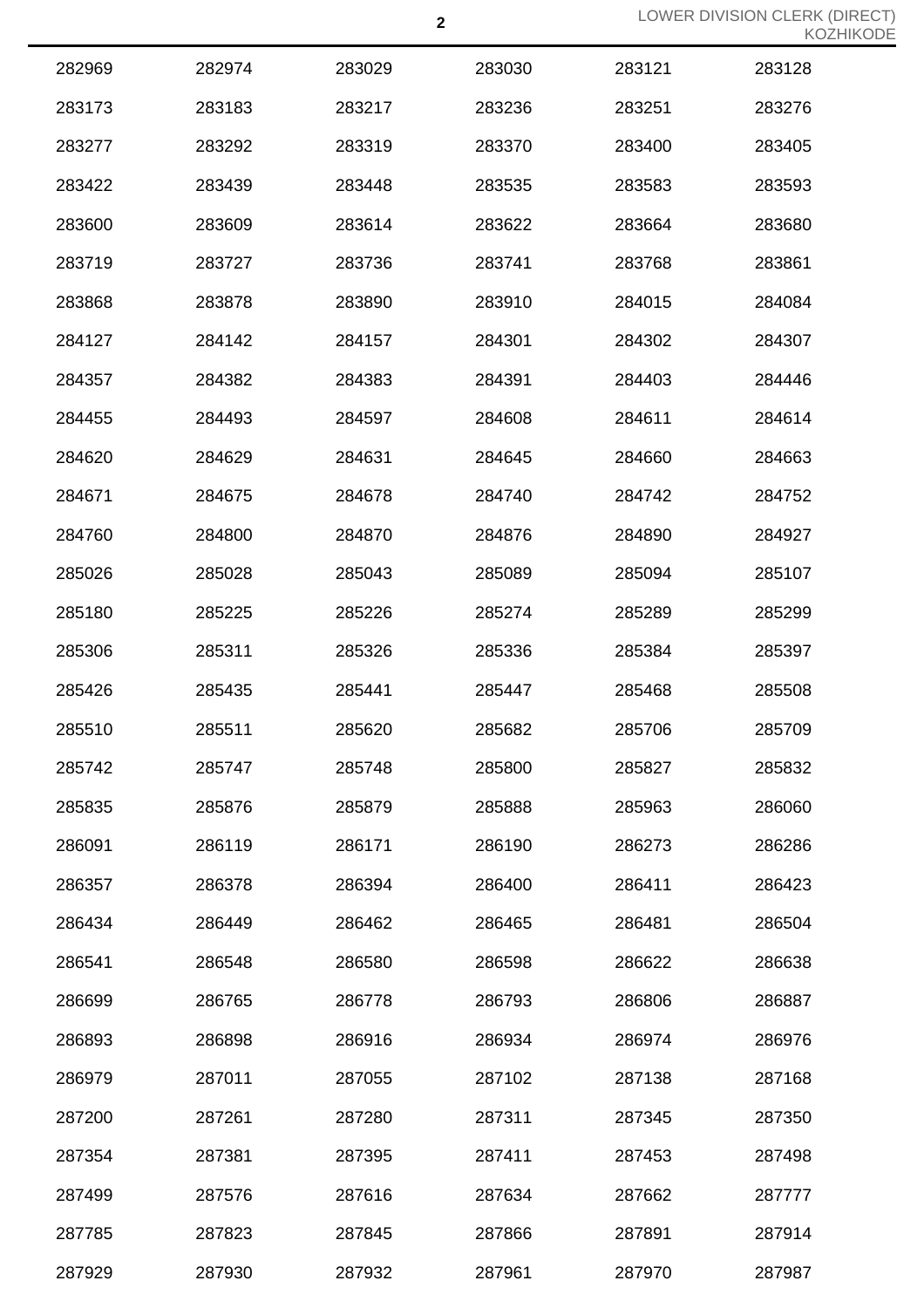| | | | | | |
|---|---|---|---|---|---|
| 282969 | 282974 | 283029 | 283030 | 283121 | 283128 |
| 283173 | 283183 | 283217 | 283236 | 283251 | 283276 |
| 283277 | 283292 | 283319 | 283370 | 283400 | 283405 |
| 283422 | 283439 | 283448 | 283535 | 283583 | 283593 |
| 283600 | 283609 | 283614 | 283622 | 283664 | 283680 |
| 283719 | 283727 | 283736 | 283741 | 283768 | 283861 |
| 283868 | 283878 | 283890 | 283910 | 284015 | 284084 |
| 284127 | 284142 | 284157 | 284301 | 284302 | 284307 |
| 284357 | 284382 | 284383 | 284391 | 284403 | 284446 |
| 284455 | 284493 | 284597 | 284608 | 284611 | 284614 |
| 284620 | 284629 | 284631 | 284645 | 284660 | 284663 |
| 284671 | 284675 | 284678 | 284740 | 284742 | 284752 |
| 284760 | 284800 | 284870 | 284876 | 284890 | 284927 |
| 285026 | 285028 | 285043 | 285089 | 285094 | 285107 |
| 285180 | 285225 | 285226 | 285274 | 285289 | 285299 |
| 285306 | 285311 | 285326 | 285336 | 285384 | 285397 |
| 285426 | 285435 | 285441 | 285447 | 285468 | 285508 |
| 285510 | 285511 | 285620 | 285682 | 285706 | 285709 |
| 285742 | 285747 | 285748 | 285800 | 285827 | 285832 |
| 285835 | 285876 | 285879 | 285888 | 285963 | 286060 |
| 286091 | 286119 | 286171 | 286190 | 286273 | 286286 |
| 286357 | 286378 | 286394 | 286400 | 286411 | 286423 |
| 286434 | 286449 | 286462 | 286465 | 286481 | 286504 |
| 286541 | 286548 | 286580 | 286598 | 286622 | 286638 |
| 286699 | 286765 | 286778 | 286793 | 286806 | 286887 |
| 286893 | 286898 | 286916 | 286934 | 286974 | 286976 |
| 286979 | 287011 | 287055 | 287102 | 287138 | 287168 |
| 287200 | 287261 | 287280 | 287311 | 287345 | 287350 |
| 287354 | 287381 | 287395 | 287411 | 287453 | 287498 |
| 287499 | 287576 | 287616 | 287634 | 287662 | 287777 |
| 287785 | 287823 | 287845 | 287866 | 287891 | 287914 |
| 287929 | 287930 | 287932 | 287961 | 287970 | 287987 |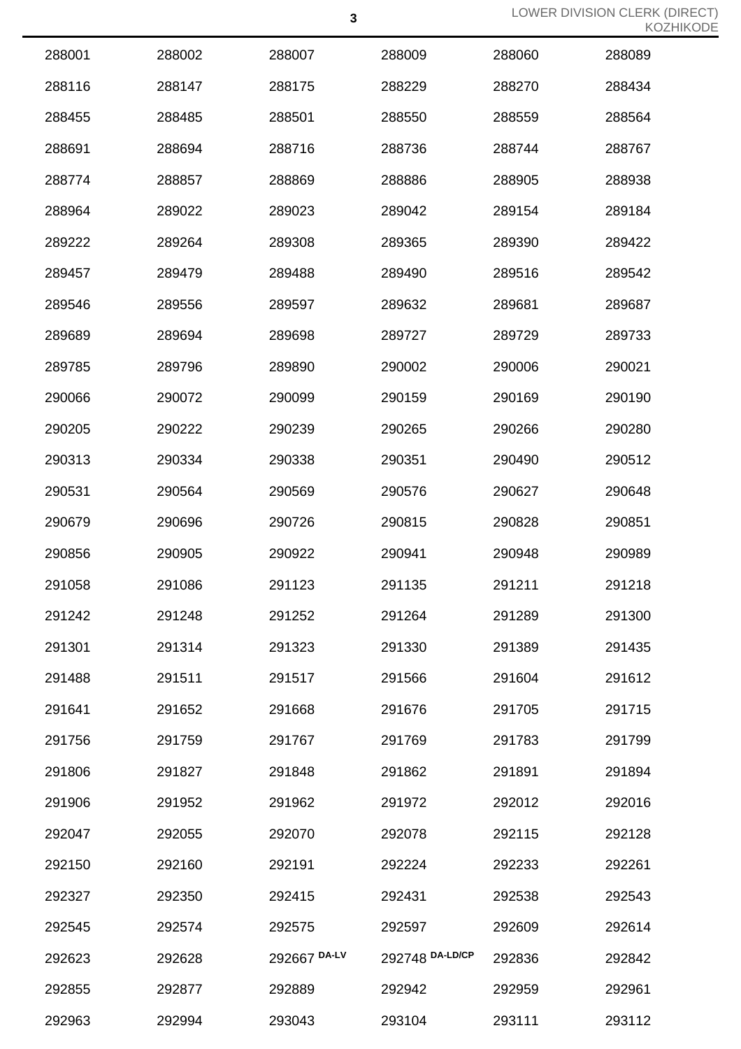| | | | | | |
|---|---|---|---|---|---|
| 288001 | 288002 | 288007 | 288009 | 288060 | 288089 |
| 288116 | 288147 | 288175 | 288229 | 288270 | 288434 |
| 288455 | 288485 | 288501 | 288550 | 288559 | 288564 |
| 288691 | 288694 | 288716 | 288736 | 288744 | 288767 |
| 288774 | 288857 | 288869 | 288886 | 288905 | 288938 |
| 288964 | 289022 | 289023 | 289042 | 289154 | 289184 |
| 289222 | 289264 | 289308 | 289365 | 289390 | 289422 |
| 289457 | 289479 | 289488 | 289490 | 289516 | 289542 |
| 289546 | 289556 | 289597 | 289632 | 289681 | 289687 |
| 289689 | 289694 | 289698 | 289727 | 289729 | 289733 |
| 289785 | 289796 | 289890 | 290002 | 290006 | 290021 |
| 290066 | 290072 | 290099 | 290159 | 290169 | 290190 |
| 290205 | 290222 | 290239 | 290265 | 290266 | 290280 |
| 290313 | 290334 | 290338 | 290351 | 290490 | 290512 |
| 290531 | 290564 | 290569 | 290576 | 290627 | 290648 |
| 290679 | 290696 | 290726 | 290815 | 290828 | 290851 |
| 290856 | 290905 | 290922 | 290941 | 290948 | 290989 |
| 291058 | 291086 | 291123 | 291135 | 291211 | 291218 |
| 291242 | 291248 | 291252 | 291264 | 291289 | 291300 |
| 291301 | 291314 | 291323 | 291330 | 291389 | 291435 |
| 291488 | 291511 | 291517 | 291566 | 291604 | 291612 |
| 291641 | 291652 | 291668 | 291676 | 291705 | 291715 |
| 291756 | 291759 | 291767 | 291769 | 291783 | 291799 |
| 291806 | 291827 | 291848 | 291862 | 291891 | 291894 |
| 291906 | 291952 | 291962 | 291972 | 292012 | 292016 |
| 292047 | 292055 | 292070 | 292078 | 292115 | 292128 |
| 292150 | 292160 | 292191 | 292224 | 292233 | 292261 |
| 292327 | 292350 | 292415 | 292431 | 292538 | 292543 |
| 292545 | 292574 | 292575 | 292597 | 292609 | 292614 |
| 292623 | 292628 | 292667 DA-LV | 292748 DA-LD/CP | 292836 | 292842 |
| 292855 | 292877 | 292889 | 292942 | 292959 | 292961 |
| 292963 | 292994 | 293043 | 293104 | 293111 | 293112 |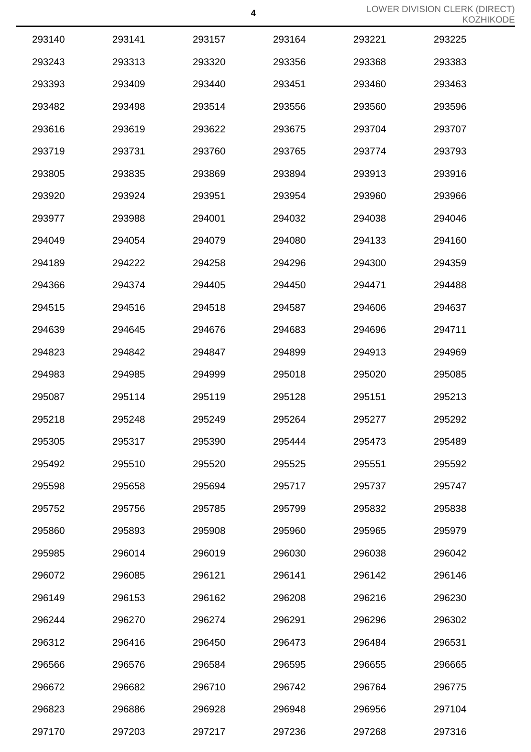| 293140 | 293141 | 293157 | 293164 | 293221 | 293225 |
|---|---|---|---|---|---|
| 293243 | 293313 | 293320 | 293356 | 293368 | 293383 |
| 293393 | 293409 | 293440 | 293451 | 293460 | 293463 |
| 293482 | 293498 | 293514 | 293556 | 293560 | 293596 |
| 293616 | 293619 | 293622 | 293675 | 293704 | 293707 |
| 293719 | 293731 | 293760 | 293765 | 293774 | 293793 |
| 293805 | 293835 | 293869 | 293894 | 293913 | 293916 |
| 293920 | 293924 | 293951 | 293954 | 293960 | 293966 |
| 293977 | 293988 | 294001 | 294032 | 294038 | 294046 |
| 294049 | 294054 | 294079 | 294080 | 294133 | 294160 |
| 294189 | 294222 | 294258 | 294296 | 294300 | 294359 |
| 294366 | 294374 | 294405 | 294450 | 294471 | 294488 |
| 294515 | 294516 | 294518 | 294587 | 294606 | 294637 |
| 294639 | 294645 | 294676 | 294683 | 294696 | 294711 |
| 294823 | 294842 | 294847 | 294899 | 294913 | 294969 |
| 294983 | 294985 | 294999 | 295018 | 295020 | 295085 |
| 295087 | 295114 | 295119 | 295128 | 295151 | 295213 |
| 295218 | 295248 | 295249 | 295264 | 295277 | 295292 |
| 295305 | 295317 | 295390 | 295444 | 295473 | 295489 |
| 295492 | 295510 | 295520 | 295525 | 295551 | 295592 |
| 295598 | 295658 | 295694 | 295717 | 295737 | 295747 |
| 295752 | 295756 | 295785 | 295799 | 295832 | 295838 |
| 295860 | 295893 | 295908 | 295960 | 295965 | 295979 |
| 295985 | 296014 | 296019 | 296030 | 296038 | 296042 |
| 296072 | 296085 | 296121 | 296141 | 296142 | 296146 |
| 296149 | 296153 | 296162 | 296208 | 296216 | 296230 |
| 296244 | 296270 | 296274 | 296291 | 296296 | 296302 |
| 296312 | 296416 | 296450 | 296473 | 296484 | 296531 |
| 296566 | 296576 | 296584 | 296595 | 296655 | 296665 |
| 296672 | 296682 | 296710 | 296742 | 296764 | 296775 |
| 296823 | 296886 | 296928 | 296948 | 296956 | 297104 |
| 297170 | 297203 | 297217 | 297236 | 297268 | 297316 |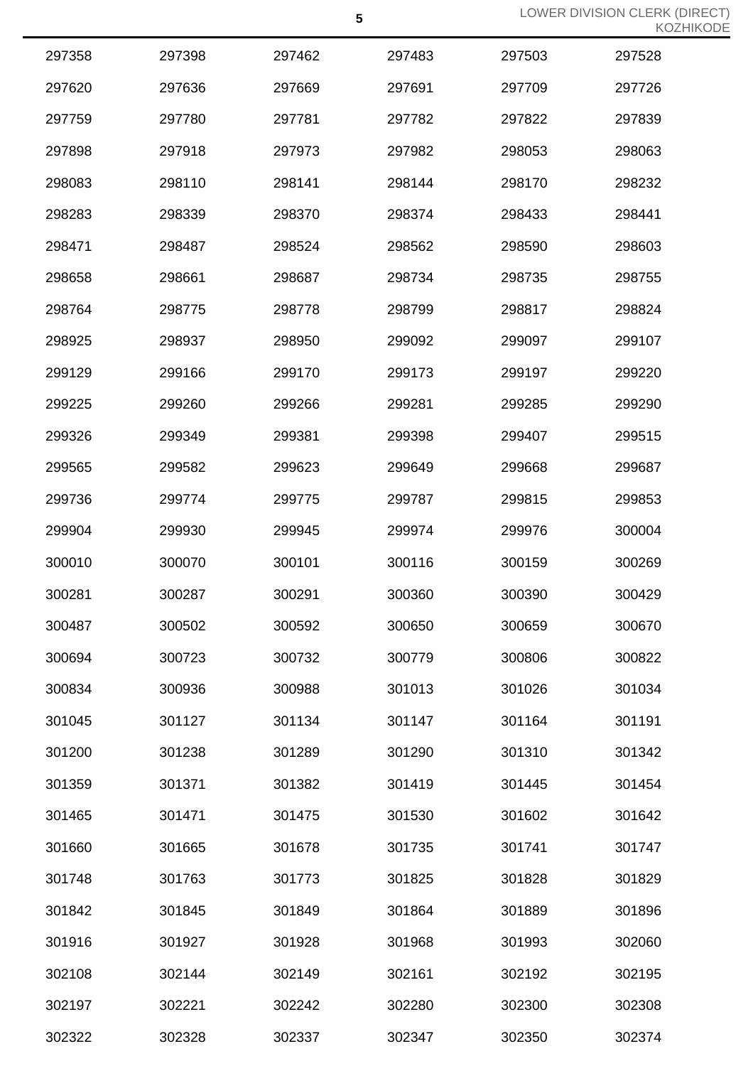| | | | | | |
|---|---|---|---|---|---|
| 297358 | 297398 | 297462 | 297483 | 297503 | 297528 |
| 297620 | 297636 | 297669 | 297691 | 297709 | 297726 |
| 297759 | 297780 | 297781 | 297782 | 297822 | 297839 |
| 297898 | 297918 | 297973 | 297982 | 298053 | 298063 |
| 298083 | 298110 | 298141 | 298144 | 298170 | 298232 |
| 298283 | 298339 | 298370 | 298374 | 298433 | 298441 |
| 298471 | 298487 | 298524 | 298562 | 298590 | 298603 |
| 298658 | 298661 | 298687 | 298734 | 298735 | 298755 |
| 298764 | 298775 | 298778 | 298799 | 298817 | 298824 |
| 298925 | 298937 | 298950 | 299092 | 299097 | 299107 |
| 299129 | 299166 | 299170 | 299173 | 299197 | 299220 |
| 299225 | 299260 | 299266 | 299281 | 299285 | 299290 |
| 299326 | 299349 | 299381 | 299398 | 299407 | 299515 |
| 299565 | 299582 | 299623 | 299649 | 299668 | 299687 |
| 299736 | 299774 | 299775 | 299787 | 299815 | 299853 |
| 299904 | 299930 | 299945 | 299974 | 299976 | 300004 |
| 300010 | 300070 | 300101 | 300116 | 300159 | 300269 |
| 300281 | 300287 | 300291 | 300360 | 300390 | 300429 |
| 300487 | 300502 | 300592 | 300650 | 300659 | 300670 |
| 300694 | 300723 | 300732 | 300779 | 300806 | 300822 |
| 300834 | 300936 | 300988 | 301013 | 301026 | 301034 |
| 301045 | 301127 | 301134 | 301147 | 301164 | 301191 |
| 301200 | 301238 | 301289 | 301290 | 301310 | 301342 |
| 301359 | 301371 | 301382 | 301419 | 301445 | 301454 |
| 301465 | 301471 | 301475 | 301530 | 301602 | 301642 |
| 301660 | 301665 | 301678 | 301735 | 301741 | 301747 |
| 301748 | 301763 | 301773 | 301825 | 301828 | 301829 |
| 301842 | 301845 | 301849 | 301864 | 301889 | 301896 |
| 301916 | 301927 | 301928 | 301968 | 301993 | 302060 |
| 302108 | 302144 | 302149 | 302161 | 302192 | 302195 |
| 302197 | 302221 | 302242 | 302280 | 302300 | 302308 |
| 302322 | 302328 | 302337 | 302347 | 302350 | 302374 |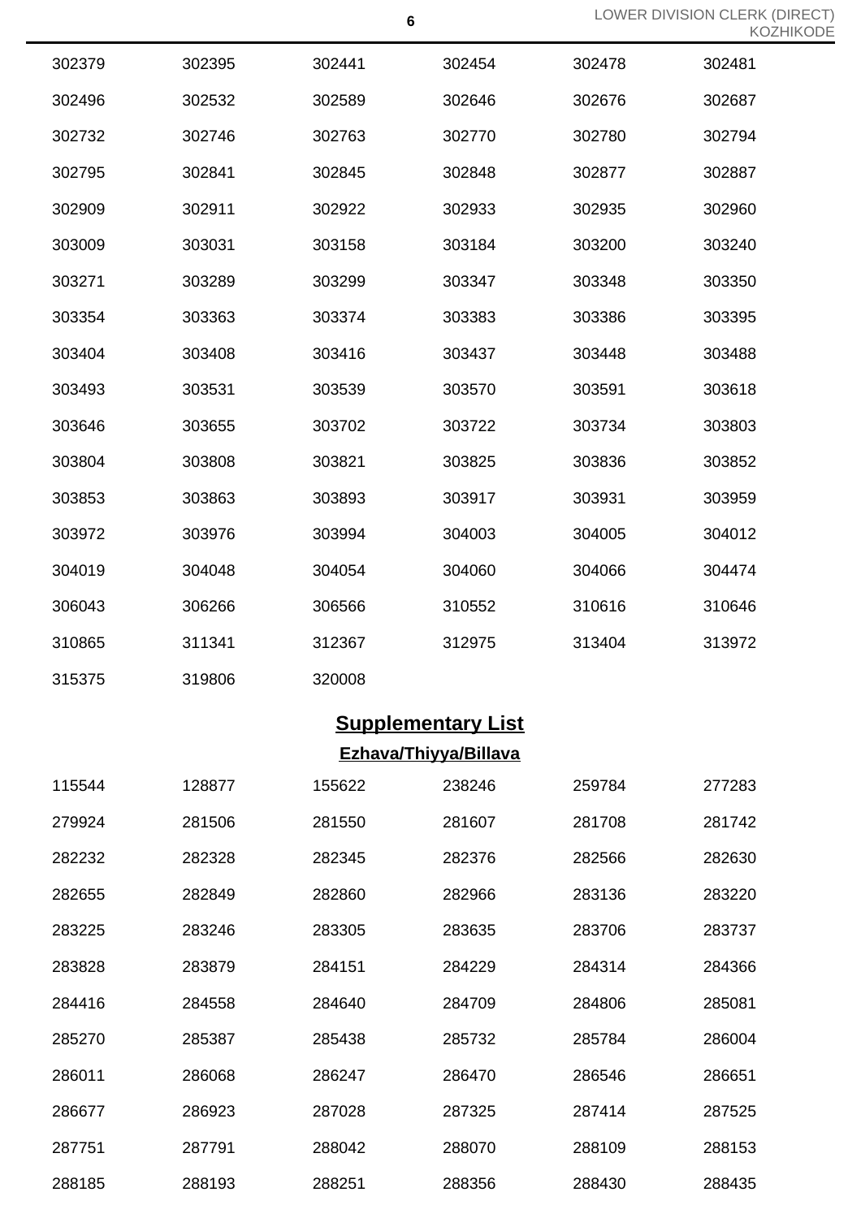| | | | | | |
|---|---|---|---|---|---|
| 302379 | 302395 | 302441 | 302454 | 302478 | 302481 |
| 302496 | 302532 | 302589 | 302646 | 302676 | 302687 |
| 302732 | 302746 | 302763 | 302770 | 302780 | 302794 |
| 302795 | 302841 | 302845 | 302848 | 302877 | 302887 |
| 302909 | 302911 | 302922 | 302933 | 302935 | 302960 |
| 303009 | 303031 | 303158 | 303184 | 303200 | 303240 |
| 303271 | 303289 | 303299 | 303347 | 303348 | 303350 |
| 303354 | 303363 | 303374 | 303383 | 303386 | 303395 |
| 303404 | 303408 | 303416 | 303437 | 303448 | 303488 |
| 303493 | 303531 | 303539 | 303570 | 303591 | 303618 |
| 303646 | 303655 | 303702 | 303722 | 303734 | 303803 |
| 303804 | 303808 | 303821 | 303825 | 303836 | 303852 |
| 303853 | 303863 | 303893 | 303917 | 303931 | 303959 |
| 303972 | 303976 | 303994 | 304003 | 304005 | 304012 |
| 304019 | 304048 | 304054 | 304060 | 304066 | 304474 |
| 306043 | 306266 | 306566 | 310552 | 310616 | 310646 |
| 310865 | 311341 | 312367 | 312975 | 313404 | 313972 |
| 315375 | 319806 | 320008 | | | |

## Supplementary List

### Ezhava/Thiyya/Billava

| | | | | | |
|---|---|---|---|---|---|
| 115544 | 128877 | 155622 | 238246 | 259784 | 277283 |
| 279924 | 281506 | 281550 | 281607 | 281708 | 281742 |
| 282232 | 282328 | 282345 | 282376 | 282566 | 282630 |
| 282655 | 282849 | 282860 | 282966 | 283136 | 283220 |
| 283225 | 283246 | 283305 | 283635 | 283706 | 283737 |
| 283828 | 283879 | 284151 | 284229 | 284314 | 284366 |
| 284416 | 284558 | 284640 | 284709 | 284806 | 285081 |
| 285270 | 285387 | 285438 | 285732 | 285784 | 286004 |
| 286011 | 286068 | 286247 | 286470 | 286546 | 286651 |
| 286677 | 286923 | 287028 | 287325 | 287414 | 287525 |
| 287751 | 287791 | 288042 | 288070 | 288109 | 288153 |
| 288185 | 288193 | 288251 | 288356 | 288430 | 288435 |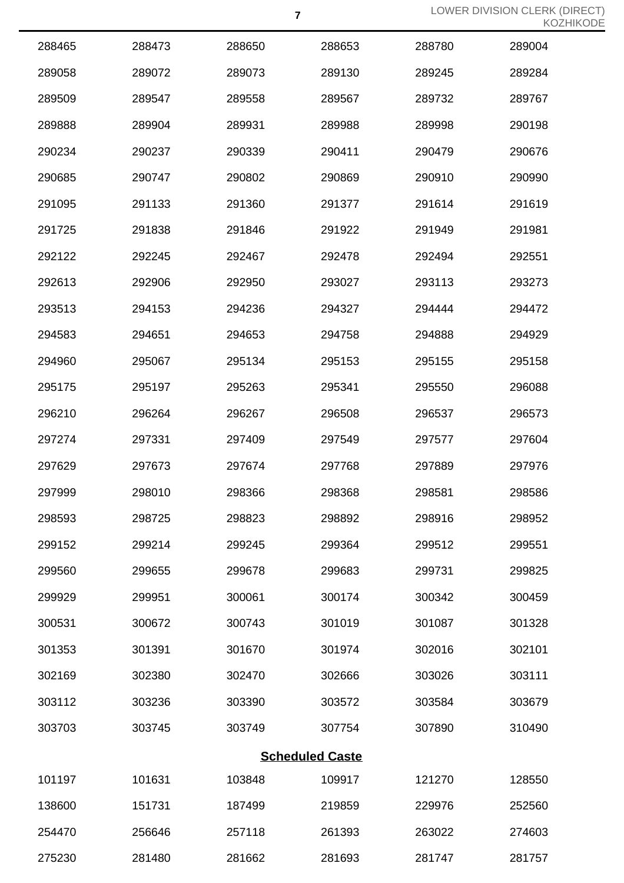| | | | | | |
|---|---|---|---|---|---|
| 288465 | 288473 | 288650 | 288653 | 288780 | 289004 |
| 289058 | 289072 | 289073 | 289130 | 289245 | 289284 |
| 289509 | 289547 | 289558 | 289567 | 289732 | 289767 |
| 289888 | 289904 | 289931 | 289988 | 289998 | 290198 |
| 290234 | 290237 | 290339 | 290411 | 290479 | 290676 |
| 290685 | 290747 | 290802 | 290869 | 290910 | 290990 |
| 291095 | 291133 | 291360 | 291377 | 291614 | 291619 |
| 291725 | 291838 | 291846 | 291922 | 291949 | 291981 |
| 292122 | 292245 | 292467 | 292478 | 292494 | 292551 |
| 292613 | 292906 | 292950 | 293027 | 293113 | 293273 |
| 293513 | 294153 | 294236 | 294327 | 294444 | 294472 |
| 294583 | 294651 | 294653 | 294758 | 294888 | 294929 |
| 294960 | 295067 | 295134 | 295153 | 295155 | 295158 |
| 295175 | 295197 | 295263 | 295341 | 295550 | 296088 |
| 296210 | 296264 | 296267 | 296508 | 296537 | 296573 |
| 297274 | 297331 | 297409 | 297549 | 297577 | 297604 |
| 297629 | 297673 | 297674 | 297768 | 297889 | 297976 |
| 297999 | 298010 | 298366 | 298368 | 298581 | 298586 |
| 298593 | 298725 | 298823 | 298892 | 298916 | 298952 |
| 299152 | 299214 | 299245 | 299364 | 299512 | 299551 |
| 299560 | 299655 | 299678 | 299683 | 299731 | 299825 |
| 299929 | 299951 | 300061 | 300174 | 300342 | 300459 |
| 300531 | 300672 | 300743 | 301019 | 301087 | 301328 |
| 301353 | 301391 | 301670 | 301974 | 302016 | 302101 |
| 302169 | 302380 | 302470 | 302666 | 303026 | 303111 |
| 303112 | 303236 | 303390 | 303572 | 303584 | 303679 |
| 303703 | 303745 | 303749 | 307754 | 307890 | 310490 |

## Scheduled Caste

| | | | | | |
|---|---|---|---|---|---|
| 101197 | 101631 | 103848 | 109917 | 121270 | 128550 |
| 138600 | 151731 | 187499 | 219859 | 229976 | 252560 |
| 254470 | 256646 | 257118 | 261393 | 263022 | 274603 |
| 275230 | 281480 | 281662 | 281693 | 281747 | 281757 |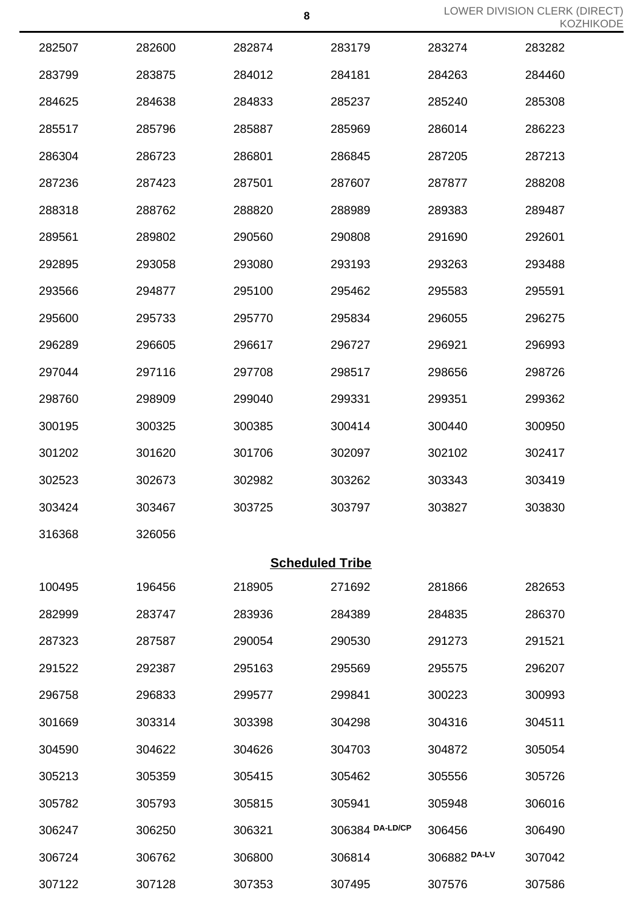| | | | | | |
|---|---|---|---|---|---|
| 282507 | 282600 | 282874 | 283179 | 283274 | 283282 |
| 283799 | 283875 | 284012 | 284181 | 284263 | 284460 |
| 284625 | 284638 | 284833 | 285237 | 285240 | 285308 |
| 285517 | 285796 | 285887 | 285969 | 286014 | 286223 |
| 286304 | 286723 | 286801 | 286845 | 287205 | 287213 |
| 287236 | 287423 | 287501 | 287607 | 287877 | 288208 |
| 288318 | 288762 | 288820 | 288989 | 289383 | 289487 |
| 289561 | 289802 | 290560 | 290808 | 291690 | 292601 |
| 292895 | 293058 | 293080 | 293193 | 293263 | 293488 |
| 293566 | 294877 | 295100 | 295462 | 295583 | 295591 |
| 295600 | 295733 | 295770 | 295834 | 296055 | 296275 |
| 296289 | 296605 | 296617 | 296727 | 296921 | 296993 |
| 297044 | 297116 | 297708 | 298517 | 298656 | 298726 |
| 298760 | 298909 | 299040 | 299331 | 299351 | 299362 |
| 300195 | 300325 | 300385 | 300414 | 300440 | 300950 |
| 301202 | 301620 | 301706 | 302097 | 302102 | 302417 |
| 302523 | 302673 | 302982 | 303262 | 303343 | 303419 |
| 303424 | 303467 | 303725 | 303797 | 303827 | 303830 |
| 316368 | 326056 | | | | |

## Scheduled Tribe

| | | | | | |
|---|---|---|---|---|---|
| 100495 | 196456 | 218905 | 271692 | 281866 | 282653 |
| 282999 | 283747 | 283936 | 284389 | 284835 | 286370 |
| 287323 | 287587 | 290054 | 290530 | 291273 | 291521 |
| 291522 | 292387 | 295163 | 295569 | 295575 | 296207 |
| 296758 | 296833 | 299577 | 299841 | 300223 | 300993 |
| 301669 | 303314 | 303398 | 304298 | 304316 | 304511 |
| 304590 | 304622 | 304626 | 304703 | 304872 | 305054 |
| 305213 | 305359 | 305415 | 305462 | 305556 | 305726 |
| 305782 | 305793 | 305815 | 305941 | 305948 | 306016 |
| 306247 | 306250 | 306321 | 306384 DA-LD/CP | 306456 | 306490 |
| 306724 | 306762 | 306800 | 306814 | 306882 DA-LV | 307042 |
| 307122 | 307128 | 307353 | 307495 | 307576 | 307586 |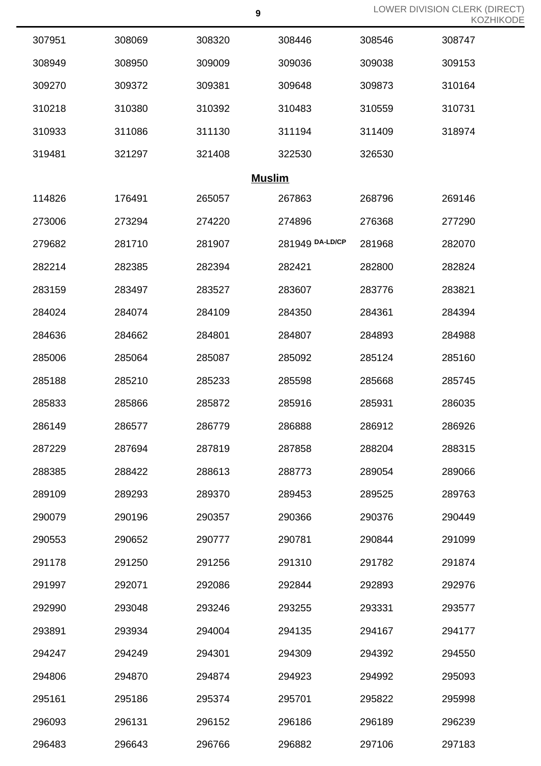| | | | | | |
|---|---|---|---|---|---|
| 307951 | 308069 | 308320 | 308446 | 308546 | 308747 |
| 308949 | 308950 | 309009 | 309036 | 309038 | 309153 |
| 309270 | 309372 | 309381 | 309648 | 309873 | 310164 |
| 310218 | 310380 | 310392 | 310483 | 310559 | 310731 |
| 310933 | 311086 | 311130 | 311194 | 311409 | 318974 |
| 319481 | 321297 | 321408 | 322530 | 326530 | |

**Muslim**

| | | | | | |
|---|---|---|---|---|---|
| 114826 | 176491 | 265057 | 267863 | 268796 | 269146 |
| 273006 | 273294 | 274220 | 274896 | 276368 | 277290 |
| 279682 | 281710 | 281907 | 281949 DA-LD/CP | 281968 | 282070 |
| 282214 | 282385 | 282394 | 282421 | 282800 | 282824 |
| 283159 | 283497 | 283527 | 283607 | 283776 | 283821 |
| 284024 | 284074 | 284109 | 284350 | 284361 | 284394 |
| 284636 | 284662 | 284801 | 284807 | 284893 | 284988 |
| 285006 | 285064 | 285087 | 285092 | 285124 | 285160 |
| 285188 | 285210 | 285233 | 285598 | 285668 | 285745 |
| 285833 | 285866 | 285872 | 285916 | 285931 | 286035 |
| 286149 | 286577 | 286779 | 286888 | 286912 | 286926 |
| 287229 | 287694 | 287819 | 287858 | 288204 | 288315 |
| 288385 | 288422 | 288613 | 288773 | 289054 | 289066 |
| 289109 | 289293 | 289370 | 289453 | 289525 | 289763 |
| 290079 | 290196 | 290357 | 290366 | 290376 | 290449 |
| 290553 | 290652 | 290777 | 290781 | 290844 | 291099 |
| 291178 | 291250 | 291256 | 291310 | 291782 | 291874 |
| 291997 | 292071 | 292086 | 292844 | 292893 | 292976 |
| 292990 | 293048 | 293246 | 293255 | 293331 | 293577 |
| 293891 | 293934 | 294004 | 294135 | 294167 | 294177 |
| 294247 | 294249 | 294301 | 294309 | 294392 | 294550 |
| 294806 | 294870 | 294874 | 294923 | 294992 | 295093 |
| 295161 | 295186 | 295374 | 295701 | 295822 | 295998 |
| 296093 | 296131 | 296152 | 296186 | 296189 | 296239 |
| 296483 | 296643 | 296766 | 296882 | 297106 | 297183 |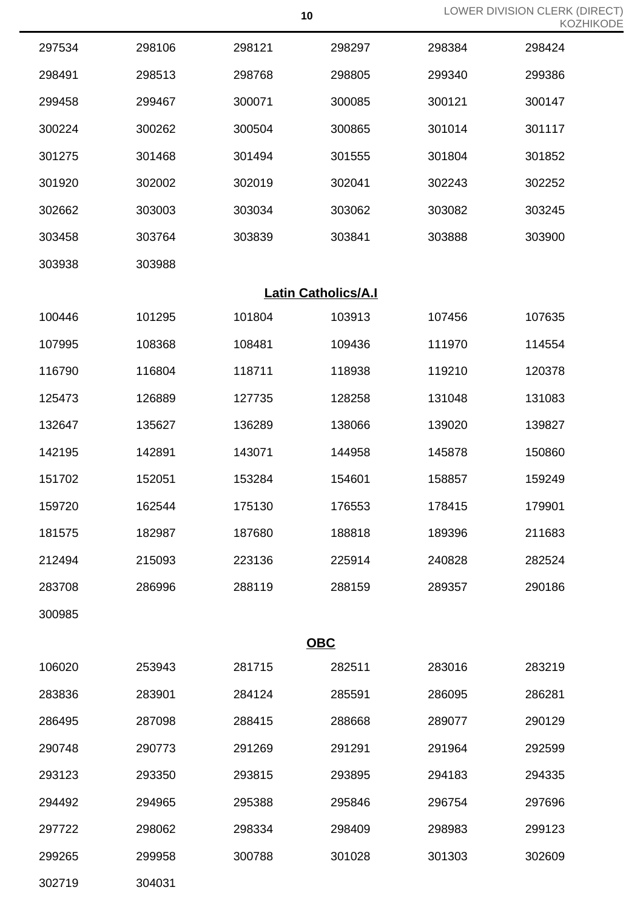| | | | | | |
|---|---|---|---|---|---|
| 297534 | 298106 | 298121 | 298297 | 298384 | 298424 |
| 298491 | 298513 | 298768 | 298805 | 299340 | 299386 |
| 299458 | 299467 | 300071 | 300085 | 300121 | 300147 |
| 300224 | 300262 | 300504 | 300865 | 301014 | 301117 |
| 301275 | 301468 | 301494 | 301555 | 301804 | 301852 |
| 301920 | 302002 | 302019 | 302041 | 302243 | 302252 |
| 302662 | 303003 | 303034 | 303062 | 303082 | 303245 |
| 303458 | 303764 | 303839 | 303841 | 303888 | 303900 |
| 303938 | 303988 | | | | |

## Latin Catholics/A.I

| | | | | | |
|---|---|---|---|---|---|
| 100446 | 101295 | 101804 | 103913 | 107456 | 107635 |
| 107995 | 108368 | 108481 | 109436 | 111970 | 114554 |
| 116790 | 116804 | 118711 | 118938 | 119210 | 120378 |
| 125473 | 126889 | 127735 | 128258 | 131048 | 131083 |
| 132647 | 135627 | 136289 | 138066 | 139020 | 139827 |
| 142195 | 142891 | 143071 | 144958 | 145878 | 150860 |
| 151702 | 152051 | 153284 | 154601 | 158857 | 159249 |
| 159720 | 162544 | 175130 | 176553 | 178415 | 179901 |
| 181575 | 182987 | 187680 | 188818 | 189396 | 211683 |
| 212494 | 215093 | 223136 | 225914 | 240828 | 282524 |
| 283708 | 286996 | 288119 | 288159 | 289357 | 290186 |
| 300985 | | | | | |

## OBC

| | | | | | |
|---|---|---|---|---|---|
| 106020 | 253943 | 281715 | 282511 | 283016 | 283219 |
| 283836 | 283901 | 284124 | 285591 | 286095 | 286281 |
| 286495 | 287098 | 288415 | 288668 | 289077 | 290129 |
| 290748 | 290773 | 291269 | 291291 | 291964 | 292599 |
| 293123 | 293350 | 293815 | 293895 | 294183 | 294335 |
| 294492 | 294965 | 295388 | 295846 | 296754 | 297696 |
| 297722 | 298062 | 298334 | 298409 | 298983 | 299123 |
| 299265 | 299958 | 300788 | 301028 | 301303 | 302609 |
| 302719 | 304031 | | | | |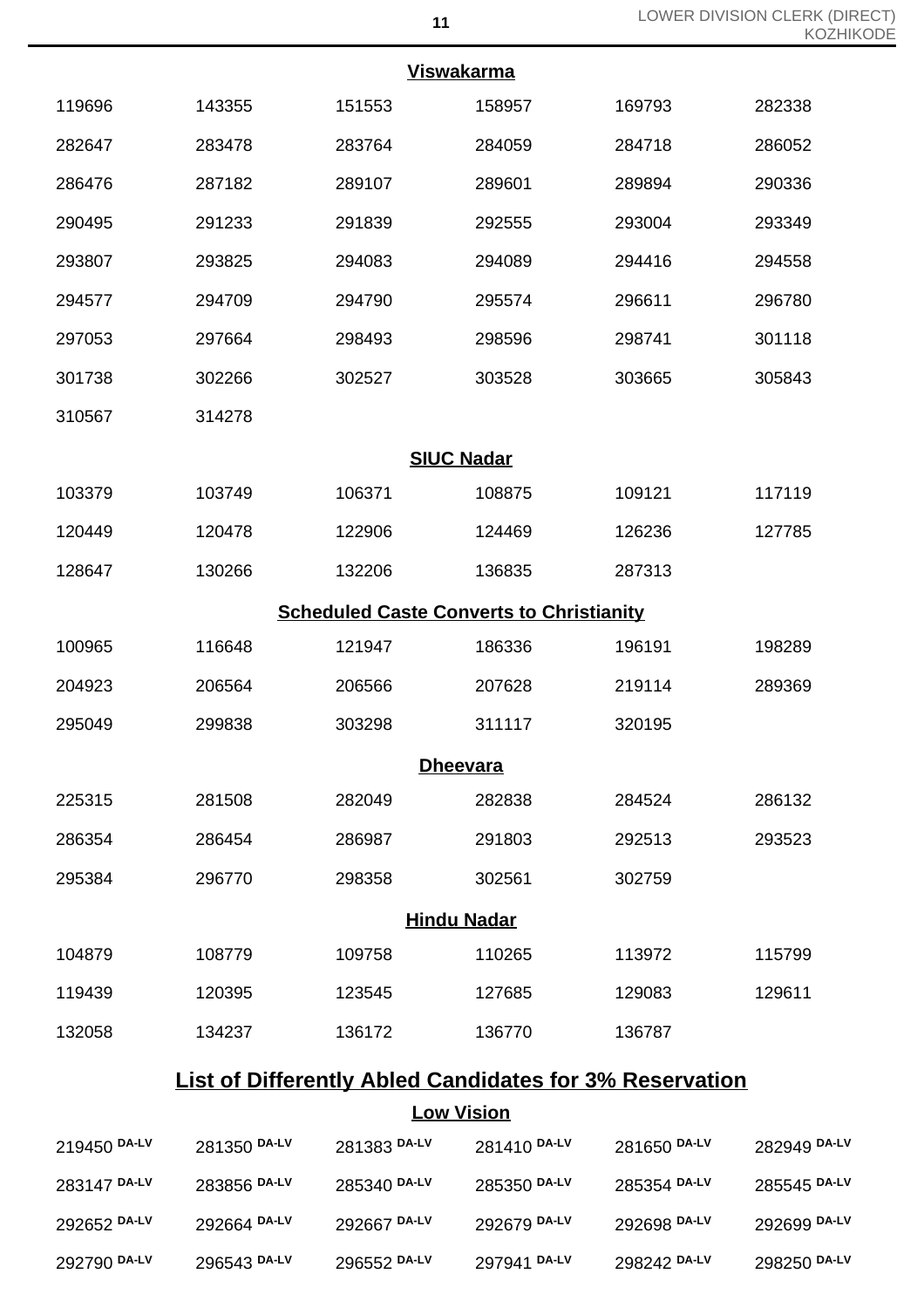### Viswakarma

| | | | | | |
|---|---|---|---|---|---|
| 119696 | 143355 | 151553 | 158957 | 169793 | 282338 |
| 282647 | 283478 | 283764 | 284059 | 284718 | 286052 |
| 286476 | 287182 | 289107 | 289601 | 289894 | 290336 |
| 290495 | 291233 | 291839 | 292555 | 293004 | 293349 |
| 293807 | 293825 | 294083 | 294089 | 294416 | 294558 |
| 294577 | 294709 | 294790 | 295574 | 296611 | 296780 |
| 297053 | 297664 | 298493 | 298596 | 298741 | 301118 |
| 301738 | 302266 | 302527 | 303528 | 303665 | 305843 |
| 310567 | 314278 | | | | |

### SIUC Nadar

| | | | | | |
|---|---|---|---|---|---|
| 103379 | 103749 | 106371 | 108875 | 109121 | 117119 |
| 120449 | 120478 | 122906 | 124469 | 126236 | 127785 |
| 128647 | 130266 | 132206 | 136835 | 287313 | |

### Scheduled Caste Converts to Christianity

| | | | | | |
|---|---|---|---|---|---|
| 100965 | 116648 | 121947 | 186336 | 196191 | 198289 |
| 204923 | 206564 | 206566 | 207628 | 219114 | 289369 |
| 295049 | 299838 | 303298 | 311117 | 320195 | |

### Dheevara

| | | | | | |
|---|---|---|---|---|---|
| 225315 | 281508 | 282049 | 282838 | 284524 | 286132 |
| 286354 | 286454 | 286987 | 291803 | 292513 | 293523 |
| 295384 | 296770 | 298358 | 302561 | 302759 | |

### Hindu Nadar

| | | | | | |
|---|---|---|---|---|---|
| 104879 | 108779 | 109758 | 110265 | 113972 | 115799 |
| 119439 | 120395 | 123545 | 127685 | 129083 | 129611 |
| 132058 | 134237 | 136172 | 136770 | 136787 | |

## List of Differently Abled Candidates for 3% Reservation

### Low Vision

| | | | | | |
|---|---|---|---|---|---|
| 219450 DA-LV | 281350 DA-LV | 281383 DA-LV | 281410 DA-LV | 281650 DA-LV | 282949 DA-LV |
| 283147 DA-LV | 283856 DA-LV | 285340 DA-LV | 285350 DA-LV | 285354 DA-LV | 285545 DA-LV |
| 292652 DA-LV | 292664 DA-LV | 292667 DA-LV | 292679 DA-LV | 292698 DA-LV | 292699 DA-LV |
| 292790 DA-LV | 296543 DA-LV | 296552 DA-LV | 297941 DA-LV | 298242 DA-LV | 298250 DA-LV |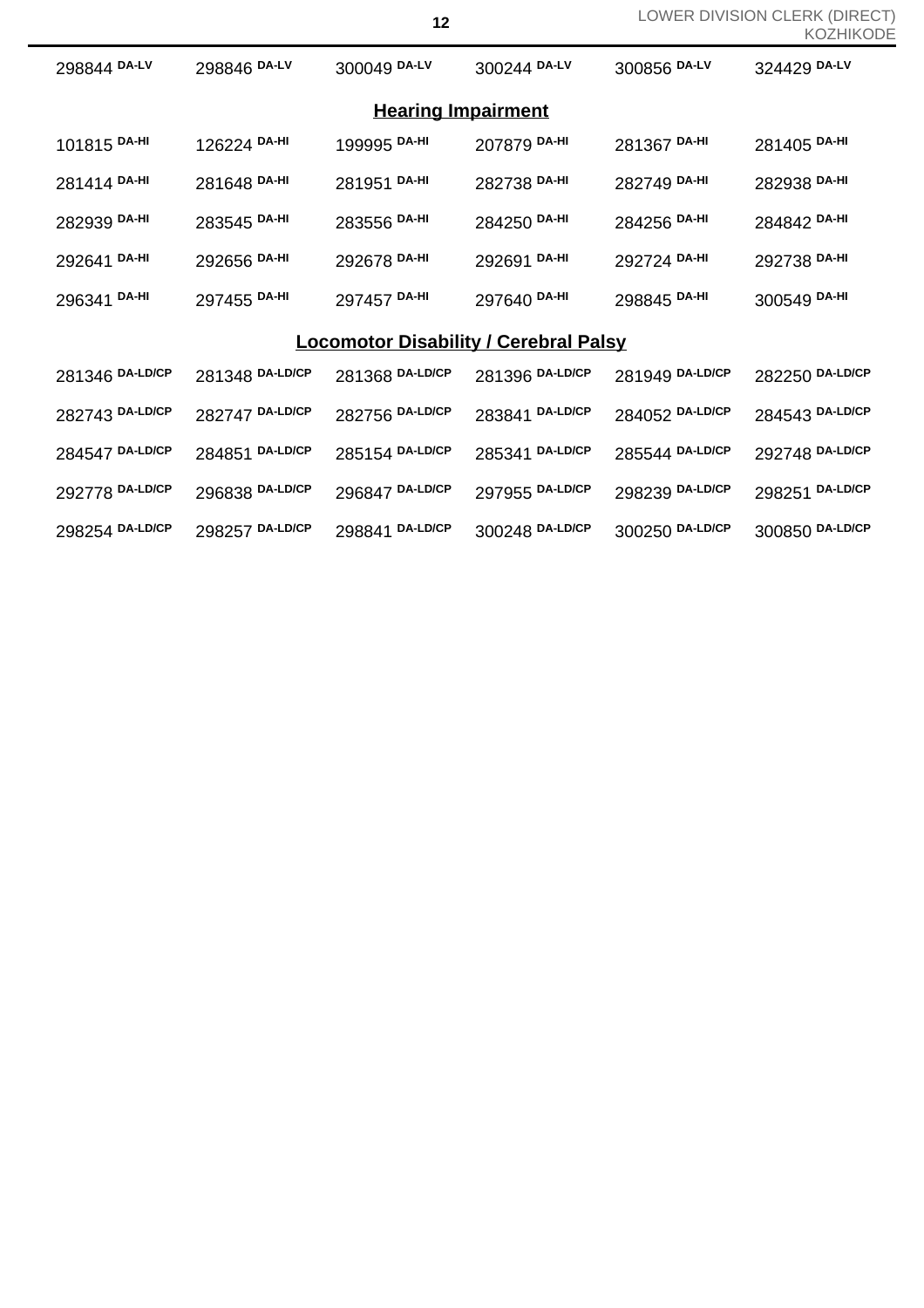| | | | | | |
|---|---|---|---|---|---|
| 298844 DA-LV | 298846 DA-LV | 300049 DA-LV | 300244 DA-LV | 300856 DA-LV | 324429 DA-LV |

## Hearing Impairment

| | | | | | |
|---|---|---|---|---|---|
| 101815 DA-HI | 126224 DA-HI | 199995 DA-HI | 207879 DA-HI | 281367 DA-HI | 281405 DA-HI |
| 281414 DA-HI | 281648 DA-HI | 281951 DA-HI | 282738 DA-HI | 282749 DA-HI | 282938 DA-HI |
| 282939 DA-HI | 283545 DA-HI | 283556 DA-HI | 284250 DA-HI | 284256 DA-HI | 284842 DA-HI |
| 292641 DA-HI | 292656 DA-HI | 292678 DA-HI | 292691 DA-HI | 292724 DA-HI | 292738 DA-HI |
| 296341 DA-HI | 297455 DA-HI | 297457 DA-HI | 297640 DA-HI | 298845 DA-HI | 300549 DA-HI |

## Locomotor Disability / Cerebral Palsy

| | | | | | |
|---|---|---|---|---|---|
| 281346 DA-LD/CP | 281348 DA-LD/CP | 281368 DA-LD/CP | 281396 DA-LD/CP | 281949 DA-LD/CP | 282250 DA-LD/CP |
| 282743 DA-LD/CP | 282747 DA-LD/CP | 282756 DA-LD/CP | 283841 DA-LD/CP | 284052 DA-LD/CP | 284543 DA-LD/CP |
| 284547 DA-LD/CP | 284851 DA-LD/CP | 285154 DA-LD/CP | 285341 DA-LD/CP | 285544 DA-LD/CP | 292748 DA-LD/CP |
| 292778 DA-LD/CP | 296838 DA-LD/CP | 296847 DA-LD/CP | 297955 DA-LD/CP | 298239 DA-LD/CP | 298251 DA-LD/CP |
| 298254 DA-LD/CP | 298257 DA-LD/CP | 298841 DA-LD/CP | 300248 DA-LD/CP | 300250 DA-LD/CP | 300850 DA-LD/CP |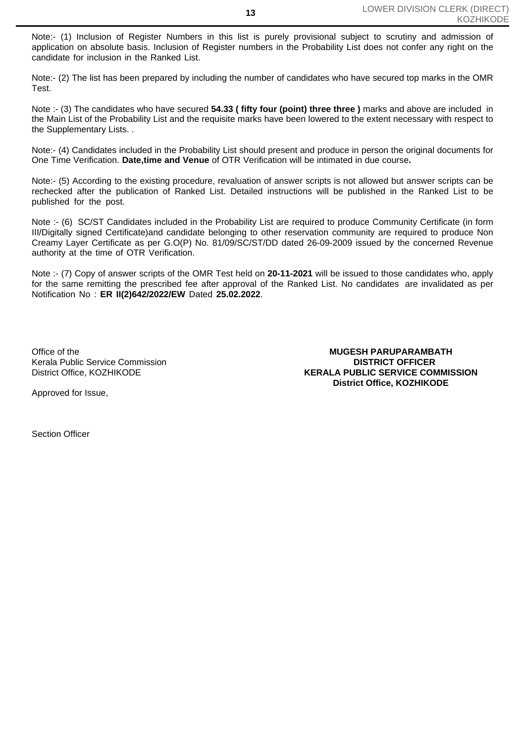Note:- (1) Inclusion of Register Numbers in this list is purely provisional subject to scrutiny and admission of application on absolute basis. Inclusion of Register numbers in the Probability List does not confer any right on the candidate for inclusion in the Ranked List.

Note:- (2) The list has been prepared by including the number of candidates who have secured top marks in the OMR Test.

Note :- (3) The candidates who have secured **54.33 ( fifty four (point) three three )** marks and above are included in the Main List of the Probability List and the requisite marks have been lowered to the extent necessary with respect to the Supplementary Lists. .

Note:- (4) Candidates included in the Probability List should present and produce in person the original documents for One Time Verification. **Date,time and Venue** of OTR Verification will be intimated in due course**.**

Note:- (5) According to the existing procedure, revaluation of answer scripts is not allowed but answer scripts can be rechecked after the publication of Ranked List. Detailed instructions will be published in the Ranked List to be published for the post.

Note :- (6) SC/ST Candidates included in the Probability List are required to produce Community Certificate (in form III/Digitally signed Certificate)and candidate belonging to other reservation community are required to produce Non Creamy Layer Certificate as per G.O(P) No. 81/09/SC/ST/DD dated 26-09-2009 issued by the concerned Revenue authority at the time of OTR Verification.

Note :- (7) Copy of answer scripts of the OMR Test held on **20-11-2021** will be issued to those candidates who, apply for the same remitting the prescribed fee after approval of the Ranked List. No candidates are invalidated as per Notification No : **ER II(2)642/2022/EW** Dated **25.02.2022**.

Office of the
Kerala Public Service Commission
District Office, KOZHIKODE

**MUGESH PARUPARAMBATH**
**DISTRICT OFFICER**
**KERALA PUBLIC SERVICE COMMISSION**
**District Office, KOZHIKODE**

Approved for Issue,

Section Officer